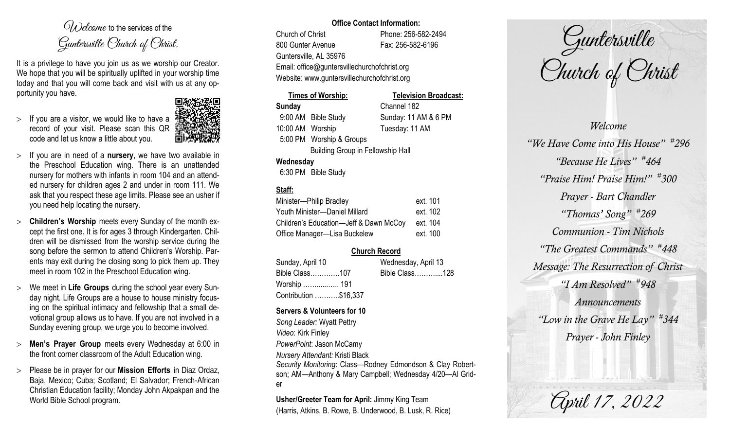*Welcome* to the services of the *Guntersville Church of Christ.*

It is a privilege to have you join us as we worship our Creator. We hope that you will be spiritually uplifted in your worship time today and that you will come back and visit with us at any opportunity you have.

- If you are a visitor, we would like to have a record of your visit. Please scan this QR code and let us know a little about you.
- If you are in need of a **nursery**, we have two available in the Preschool Education wing. There is an unattended nursery for mothers with infants in room 104 and an attended nursery for children ages 2 and under in room 111. We ask that you respect these age limits. Please see an usher if you need help locating the nursery.
- **Children's Worship** meets every Sunday of the month except the first one. It is for ages 3 through Kindergarten. Children will be dismissed from the worship service during the song before the sermon to attend Children's Worship. Parents may exit during the closing song to pick them up. They meet in room 102 in the Preschool Education wing.
- We meet in **Life Groups** during the school year every Sunday night. Life Groups are a house to house ministry focusing on the spiritual intimacy and fellowship that a small devotional group allows us to have. If you are not involved in a Sunday evening group, we urge you to become involved.
- **Men's Prayer Group** meets every Wednesday at 6:00 in the front corner classroom of the Adult Education wing.
- Please be in prayer for our **Mission Efforts** in Diaz Ordaz, Baja, Mexico; Cuba; Scotland; El Salvador; French-African Christian Education facility; Monday John Akpakpan and the World Bible School program.

**Office Contact Information:**

Church of Christ — Phone: 256-582-2494
800 Gunter Avenue — Fax: 256-582-6196
Guntersville, AL 35976
Email: office@guntersvillechurchofchrist.org
Website: www.guntersvillechurchofchrist.org

**Times of Worship:**

**Sunday**
9:00 AM Bible Study
10:00 AM Worship
5:00 PM Worship & Groups
Building Group in Fellowship Hall

**Wednesday**
6:30 PM Bible Study

**Television Broadcast:**

Channel 182
Sunday: 11 AM & 6 PM
Tuesday: 11 AM

**Staff:**

| | |
|---|---|
| Minister—Philip Bradley | ext. 101 |
| Youth Minister—Daniel Millard | ext. 102 |
| Children's Education—Jeff & Dawn McCoy | ext. 104 |
| Office Manager—Lisa Buckelew | ext. 100 |

**Church Record**

| Sunday, April 10 | Wednesday, April 13 |
|---|---|
| Bible Class………….107 | Bible Class………....128 |
| Worship ……....…... 191 | |
| Contribution ………..$16,337 | |

**Servers & Volunteers for 10**

*Song Leader:* Wyatt Pettry
*Video*: Kirk Finley
*PowerPoint*: Jason McCamy
*Nursery Attendant:* Kristi Black
*Security Monitoring*: Class—Rodney Edmondson & Clay Robertson; AM—Anthony & Mary Campbell; Wednesday 4/20—Al Grider

**Usher/Greeter Team for April:** Jimmy King Team (Harris, Atkins, B. Rowe, B. Underwood, B. Lusk, R. Rice)

# Guntersville Church of Christ

*Welcome*
*"We Have Come into His House" #296*
*"Because He Lives" #464*
*"Praise Him! Praise Him!" #300*
*Prayer - Bart Chandler*
*"Thomas' Song" #269*
*Communion - Tim Nichols*
*"The Greatest Commands" #448*
*Message: The Resurrection of Christ*
*"I Am Resolved" #948*
*Announcements*
*"Low in the Grave He Lay" #344*
*Prayer - John Finley*

*April 17, 2022*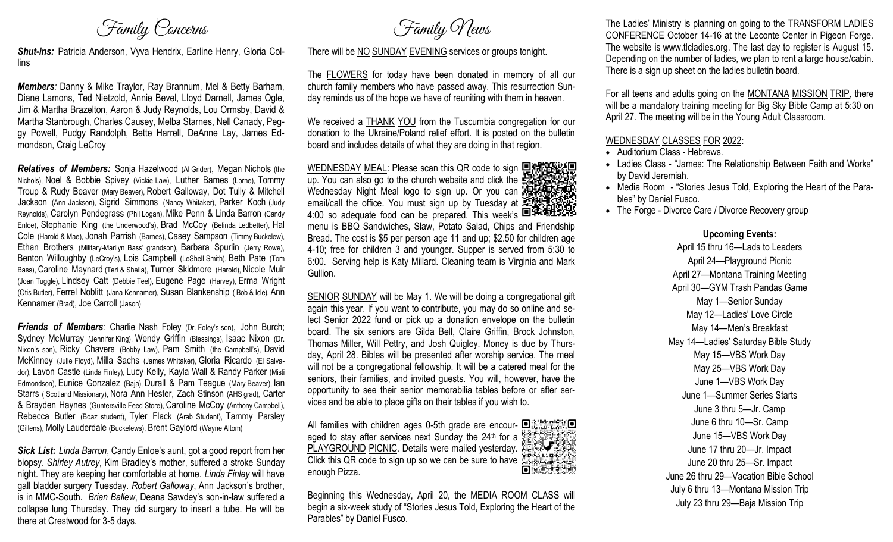# Family Concerns

***Shut-ins:*** Patricia Anderson, Vyva Hendrix, Earline Henry, Gloria Collins

***Members:*** Danny & Mike Traylor, Ray Brannum, Mel & Betty Barham, Diane Lamons, Ted Nietzold, Annie Bevel, Lloyd Darnell, James Ogle, Jim & Martha Brazelton, Aaron & Judy Reynolds, Lou Ormsby, David & Martha Stanbrough, Charles Causey, Melba Starnes, Nell Canady, Peggy Powell, Pudgy Randolph, Bette Harrell, DeAnne Lay, James Edmondson, Craig LeCroy

***Relatives of Members:*** Sonja Hazelwood (Al Grider), Megan Nichols (the Nichols), Noel & Bobbie Spivey (Vickie Law), Luther Barnes (Lorne), Tommy Troup & Rudy Beaver (Mary Beaver), Robert Galloway, Dot Tully & Mitchell Jackson (Ann Jackson), Sigrid Simmons (Nancy Whitaker), Parker Koch (Judy Reynolds), Carolyn Pendegrass (Phil Logan), Mike Penn & Linda Barron (Candy Enloe), Stephanie King (the Underwood's), Brad McCoy (Belinda Ledbetter), Hal Cole (Harold & Mae), Jonah Parrish (Barnes), Casey Sampson (Timmy Buckelew), Ethan Brothers (Military-Marilyn Bass' grandson), Barbara Spurlin (Jerry Rowe), Benton Willoughby (LeCroy's), Lois Campbell (LeShell Smith), Beth Pate (Tom Bass), Caroline Maynard (Teri & Sheila), Turner Skidmore (Harold), Nicole Muir (Joan Tuggle), Lindsey Catt (Debbie Teel), Eugene Page (Harvey), Erma Wright (Otis Butler), Ferrel Noblitt (Jana Kennamer), Susan Blankenship ( Bob & Icle), Ann Kennamer (Brad), Joe Carroll (Jason)

***Friends of Members:*** Charlie Nash Foley (Dr. Foley's son), John Burch; Sydney McMurray (Jennifer King), Wendy Griffin (Blessings), Isaac Nixon (Dr. Nixon's son), Ricky Chavers (Bobby Law), Pam Smith (the Campbell's), David McKinney (Julie Floyd), Milla Sachs (James Whitaker), Gloria Ricardo (El Salvador), Lavon Castle (Linda Finley), Lucy Kelly, Kayla Wall & Randy Parker (Misti Edmondson), Eunice Gonzalez (Baja), Durall & Pam Teague (Mary Beaver), Ian Starrs ( Scotland Missionary), Nora Ann Hester, Zach Stinson (AHS grad), Carter & Brayden Haynes (Guntersville Feed Store), Caroline McCoy (Anthony Campbell), Rebecca Butler (Boaz student), Tyler Flack (Arab Student), Tammy Parsley (Gillens), Molly Lauderdale (Buckelews), Brent Gaylord (Wayne Altom)

***Sick List:*** *Linda Barron*, Candy Enloe's aunt, got a good report from her biopsy. *Shirley Autrey*, Kim Bradley's mother, suffered a stroke Sunday night. They are keeping her comfortable at home. *Linda Finley* will have gall bladder surgery Tuesday. *Robert Galloway*, Ann Jackson's brother, is in MMC-South. *Brian Ballew*, Deana Sawdey's son-in-law suffered a collapse lung Thursday. They did surgery to insert a tube. He will be there at Crestwood for 3-5 days.

# Family News

There will be NO SUNDAY EVENING services or groups tonight.

The FLOWERS for today have been donated in memory of all our church family members who have passed away. This resurrection Sunday reminds us of the hope we have of reuniting with them in heaven.

We received a THANK YOU from the Tuscumbia congregation for our donation to the Ukraine/Poland relief effort. It is posted on the bulletin board and includes details of what they are doing in that region.

WEDNESDAY MEAL: Please scan this QR code to sign up. You can also go to the church website and click the Wednesday Night Meal logo to sign up. Or you can email/call the office. You must sign up by Tuesday at 4:00 so adequate food can be prepared. This week's menu is BBQ Sandwiches, Slaw, Potato Salad, Chips and Friendship Bread. The cost is $5 per person age 11 and up; $2.50 for children age 4-10; free for children 3 and younger. Supper is served from 5:30 to 6:00. Serving help is Katy Millard. Cleaning team is Virginia and Mark Gullion.

SENIOR SUNDAY will be May 1. We will be doing a congregational gift again this year. If you want to contribute, you may do so online and select Senior 2022 fund or pick up a donation envelope on the bulletin board. The six seniors are Gilda Bell, Claire Griffin, Brock Johnston, Thomas Miller, Will Pettry, and Josh Quigley. Money is due by Thursday, April 28. Bibles will be presented after worship service. The meal will not be a congregational fellowship. It will be a catered meal for the seniors, their families, and invited guests. You will, however, have the opportunity to see their senior memorabilia tables before or after services and be able to place gifts on their tables if you wish to.

All families with children ages 0-5th grade are encouraged to stay after services next Sunday the 24th for a PLAYGROUND PICNIC. Details were mailed yesterday. Click this QR code to sign up so we can be sure to have enough Pizza.

Beginning this Wednesday, April 20, the MEDIA ROOM CLASS will begin a six-week study of "Stories Jesus Told, Exploring the Heart of the Parables" by Daniel Fusco.

The Ladies' Ministry is planning on going to the TRANSFORM LADIES CONFERENCE October 14-16 at the Leconte Center in Pigeon Forge. The website is www.tlcladies.org. The last day to register is August 15. Depending on the number of ladies, we plan to rent a large house/cabin. There is a sign up sheet on the ladies bulletin board.

For all teens and adults going on the MONTANA MISSION TRIP, there will be a mandatory training meeting for Big Sky Bible Camp at 5:30 on April 27. The meeting will be in the Young Adult Classroom.

WEDNESDAY CLASSES FOR 2022:

- Auditorium Class - Hebrews.
- Ladies Class - "James: The Relationship Between Faith and Works" by David Jeremiah.
- Media Room - "Stories Jesus Told, Exploring the Heart of the Parables" by Daniel Fusco.
- The Forge - Divorce Care / Divorce Recovery group

**Upcoming Events:**

April 15 thru 16—Lads to Leaders
April 24—Playground Picnic
April 27—Montana Training Meeting
April 30—GYM Trash Pandas Game
May 1—Senior Sunday
May 12—Ladies' Love Circle
May 14—Men's Breakfast
May 14—Ladies' Saturday Bible Study
May 15—VBS Work Day
May 25—VBS Work Day
June 1—VBS Work Day
June 1—Summer Series Starts
June 3 thru 5—Jr. Camp
June 6 thru 10—Sr. Camp
June 15—VBS Work Day
June 17 thru 20—Jr. Impact
June 20 thru 25—Sr. Impact
June 26 thru 29—Vacation Bible School
July 6 thru 13—Montana Mission Trip
July 23 thru 29—Baja Mission Trip